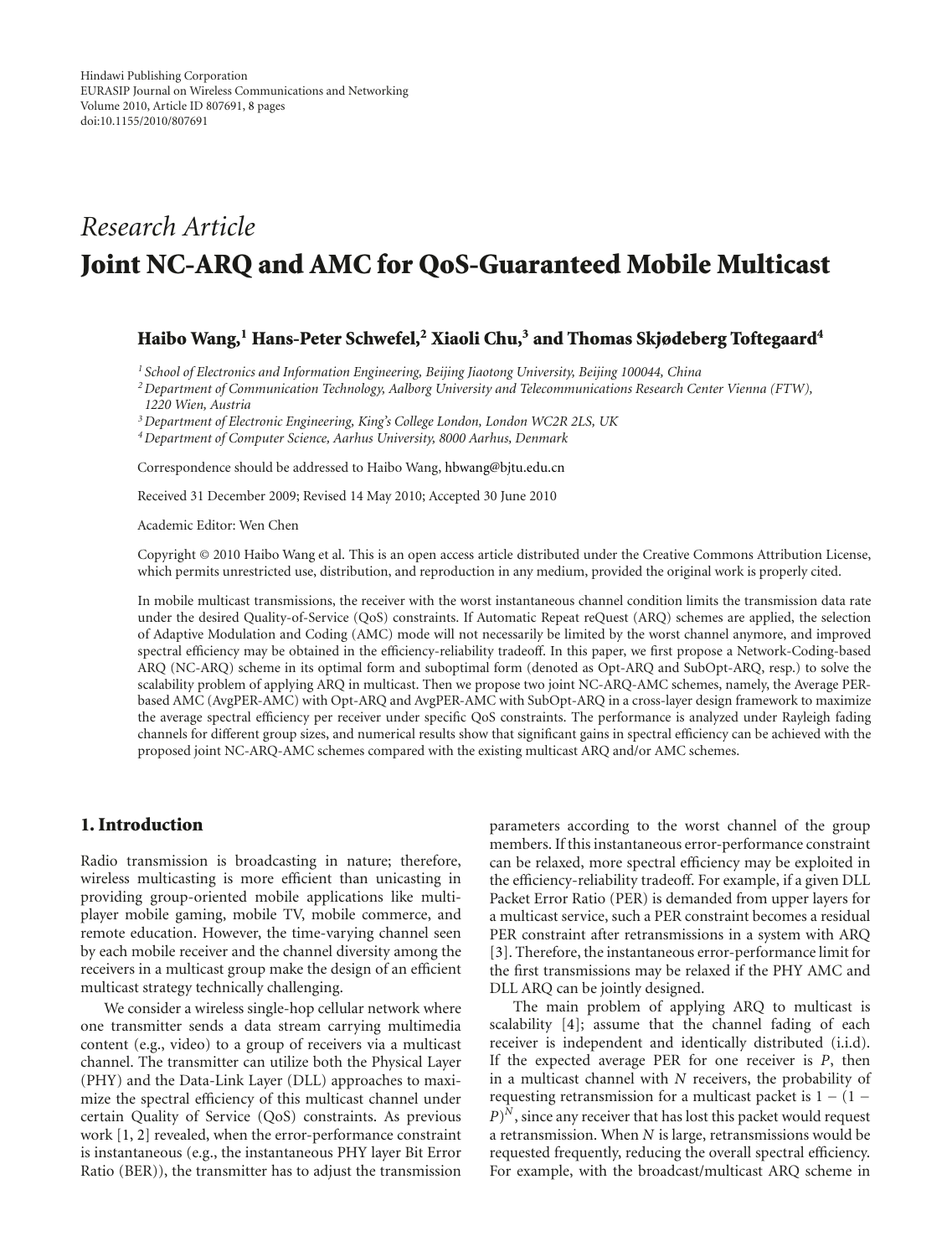Hindawi Publishing Corporation
EURASIP Journal on Wireless Communications and Networking
Volume 2010, Article ID 807691, 8 pages
doi:10.1155/2010/807691

*Research Article*

# Joint NC-ARQ and AMC for QoS-Guaranteed Mobile Multicast

**Haibo Wang,[1] Hans-Peter Schwefel,[2] Xiaoli Chu,[3] and Thomas Skjødeberg Toftegaard[4]**

[1] *School of Electronics and Information Engineering, Beijing Jiaotong University, Beijing 100044, China*
[2] *Department of Communication Technology, Aalborg University and Telecommunications Research Center Vienna (FTW), 1220 Wien, Austria*
[3] *Department of Electronic Engineering, King's College London, London WC2R 2LS, UK*
[4] *Department of Computer Science, Aarhus University, 8000 Aarhus, Denmark*

Correspondence should be addressed to Haibo Wang, hbwang@bjtu.edu.cn

Received 31 December 2009; Revised 14 May 2010; Accepted 30 June 2010

Academic Editor: Wen Chen

Copyright © 2010 Haibo Wang et al. This is an open access article distributed under the Creative Commons Attribution License, which permits unrestricted use, distribution, and reproduction in any medium, provided the original work is properly cited.

In mobile multicast transmissions, the receiver with the worst instantaneous channel condition limits the transmission data rate under the desired Quality-of-Service (QoS) constraints. If Automatic Repeat reQuest (ARQ) schemes are applied, the selection of Adaptive Modulation and Coding (AMC) mode will not necessarily be limited by the worst channel anymore, and improved spectral efficiency may be obtained in the efficiency-reliability tradeoff. In this paper, we first propose a Network-Coding-based ARQ (NC-ARQ) scheme in its optimal form and suboptimal form (denoted as Opt-ARQ and SubOpt-ARQ, resp.) to solve the scalability problem of applying ARQ in multicast. Then we propose two joint NC-ARQ-AMC schemes, namely, the Average PER-based AMC (AvgPER-AMC) with Opt-ARQ and AvgPER-AMC with SubOpt-ARQ in a cross-layer design framework to maximize the average spectral efficiency per receiver under specific QoS constraints. The performance is analyzed under Rayleigh fading channels for different group sizes, and numerical results show that significant gains in spectral efficiency can be achieved with the proposed joint NC-ARQ-AMC schemes compared with the existing multicast ARQ and/or AMC schemes.

## 1. Introduction

Radio transmission is broadcasting in nature; therefore, wireless multicasting is more efficient than unicasting in providing group-oriented mobile applications like multi-player mobile gaming, mobile TV, mobile commerce, and remote education. However, the time-varying channel seen by each mobile receiver and the channel diversity among the receivers in a multicast group make the design of an efficient multicast strategy technically challenging.

We consider a wireless single-hop cellular network where one transmitter sends a data stream carrying multimedia content (e.g., video) to a group of receivers via a multicast channel. The transmitter can utilize both the Physical Layer (PHY) and the Data-Link Layer (DLL) approaches to maximize the spectral efficiency of this multicast channel under certain Quality of Service (QoS) constraints. As previous work [1, 2] revealed, when the error-performance constraint is instantaneous (e.g., the instantaneous PHY layer Bit Error Ratio (BER)), the transmitter has to adjust the transmission parameters according to the worst channel of the group members. If this instantaneous error-performance constraint can be relaxed, more spectral efficiency may be exploited in the efficiency-reliability tradeoff. For example, if a given DLL Packet Error Ratio (PER) is demanded from upper layers for a multicast service, such a PER constraint becomes a residual PER constraint after retransmissions in a system with ARQ [3]. Therefore, the instantaneous error-performance limit for the first transmissions may be relaxed if the PHY AMC and DLL ARQ can be jointly designed.

The main problem of applying ARQ to multicast is scalability [4]; assume that the channel fading of each receiver is independent and identically distributed (i.i.d). If the expected average PER for one receiver is $P$, then in a multicast channel with $N$ receivers, the probability of requesting retransmission for a multicast packet is $1-(1-P)^N$, since any receiver that has lost this packet would request a retransmission. When $N$ is large, retransmissions would be requested frequently, reducing the overall spectral efficiency. For example, with the broadcast/multicast ARQ scheme in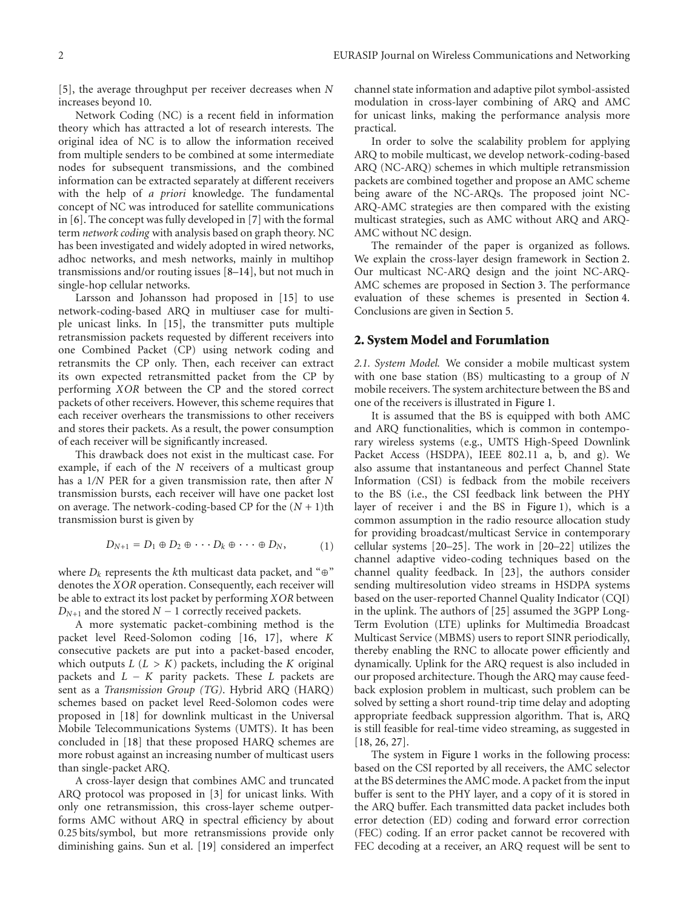[5], the average throughput per receiver decreases when $N$ increases beyond 10.

Network Coding (NC) is a recent field in information theory which has attracted a lot of research interests. The original idea of NC is to allow the information received from multiple senders to be combined at some intermediate nodes for subsequent transmissions, and the combined information can be extracted separately at different receivers with the help of *a priori* knowledge. The fundamental concept of NC was introduced for satellite communications in [6]. The concept was fully developed in [7] with the formal term *network coding* with analysis based on graph theory. NC has been investigated and widely adopted in wired networks, adhoc networks, and mesh networks, mainly in multihop transmissions and/or routing issues [8–14], but not much in single-hop cellular networks.

Larsson and Johansson had proposed in [15] to use network-coding-based ARQ in multiuser case for multiple unicast links. In [15], the transmitter puts multiple retransmission packets requested by different receivers into one Combined Packet (CP) using network coding and retransmits the CP only. Then, each receiver can extract its own expected retransmitted packet from the CP by performing *XOR* between the CP and the stored correct packets of other receivers. However, this scheme requires that each receiver overhears the transmissions to other receivers and stores their packets. As a result, the power consumption of each receiver will be significantly increased.

This drawback does not exist in the multicast case. For example, if each of the $N$ receivers of a multicast group has a $1/N$ PER for a given transmission rate, then after $N$ transmission bursts, each receiver will have one packet lost on average. The network-coding-based CP for the $(N+1)$th transmission burst is given by

$$D_{N+1} = D_1 \oplus D_2 \oplus \cdots D_k \oplus \cdots \oplus D_N, \tag{1}$$

where $D_k$ represents the $k$th multicast data packet, and "$\oplus$" denotes the *XOR* operation. Consequently, each receiver will be able to extract its lost packet by performing *XOR* between $D_{N+1}$ and the stored $N-1$ correctly received packets.

A more systematic packet-combining method is the packet level Reed-Solomon coding [16, 17], where $K$ consecutive packets are put into a packet-based encoder, which outputs $L$ $(L > K)$ packets, including the $K$ original packets and $L - K$ parity packets. These $L$ packets are sent as a *Transmission Group (TG)*. Hybrid ARQ (HARQ) schemes based on packet level Reed-Solomon codes were proposed in [18] for downlink multicast in the Universal Mobile Telecommunications Systems (UMTS). It has been concluded in [18] that these proposed HARQ schemes are more robust against an increasing number of multicast users than single-packet ARQ.

A cross-layer design that combines AMC and truncated ARQ protocol was proposed in [3] for unicast links. With only one retransmission, this cross-layer scheme outperforms AMC without ARQ in spectral efficiency by about 0.25 bits/symbol, but more retransmissions provide only diminishing gains. Sun et al. [19] considered an imperfect channel state information and adaptive pilot symbol-assisted modulation in cross-layer combining of ARQ and AMC for unicast links, making the performance analysis more practical.

In order to solve the scalability problem for applying ARQ to mobile multicast, we develop network-coding-based ARQ (NC-ARQ) schemes in which multiple retransmission packets are combined together and propose an AMC scheme being aware of the NC-ARQs. The proposed joint NC-ARQ-AMC strategies are then compared with the existing multicast strategies, such as AMC without ARQ and ARQ-AMC without NC design.

The remainder of the paper is organized as follows. We explain the cross-layer design framework in Section 2. Our multicast NC-ARQ design and the joint NC-ARQ-AMC schemes are proposed in Section 3. The performance evaluation of these schemes is presented in Section 4. Conclusions are given in Section 5.

## 2. System Model and Forumlation

*2.1. System Model.* We consider a mobile multicast system with one base station (BS) multicasting to a group of $N$ mobile receivers. The system architecture between the BS and one of the receivers is illustrated in Figure 1.

It is assumed that the BS is equipped with both AMC and ARQ functionalities, which is common in contemporary wireless systems (e.g., UMTS High-Speed Downlink Packet Access (HSDPA), IEEE 802.11 a, b, and g). We also assume that instantaneous and perfect Channel State Information (CSI) is fedback from the mobile receivers to the BS (i.e., the CSI feedback link between the PHY layer of receiver i and the BS in Figure 1), which is a common assumption in the radio resource allocation study for providing broadcast/multicast Service in contemporary cellular systems [20–25]. The work in [20–22] utilizes the channel adaptive video-coding techniques based on the channel quality feedback. In [23], the authors consider sending multiresolution video streams in HSDPA systems based on the user-reported Channel Quality Indicator (CQI) in the uplink. The authors of [25] assumed the 3GPP Long-Term Evolution (LTE) uplinks for Multimedia Broadcast Multicast Service (MBMS) users to report SINR periodically, thereby enabling the RNC to allocate power efficiently and dynamically. Uplink for the ARQ request is also included in our proposed architecture. Though the ARQ may cause feedback explosion problem in multicast, such problem can be solved by setting a short round-trip time delay and adopting appropriate feedback suppression algorithm. That is, ARQ is still feasible for real-time video streaming, as suggested in [18, 26, 27].

The system in Figure 1 works in the following process: based on the CSI reported by all receivers, the AMC selector at the BS determines the AMC mode. A packet from the input buffer is sent to the PHY layer, and a copy of it is stored in the ARQ buffer. Each transmitted data packet includes both error detection (ED) coding and forward error correction (FEC) coding. If an error packet cannot be recovered with FEC decoding at a receiver, an ARQ request will be sent to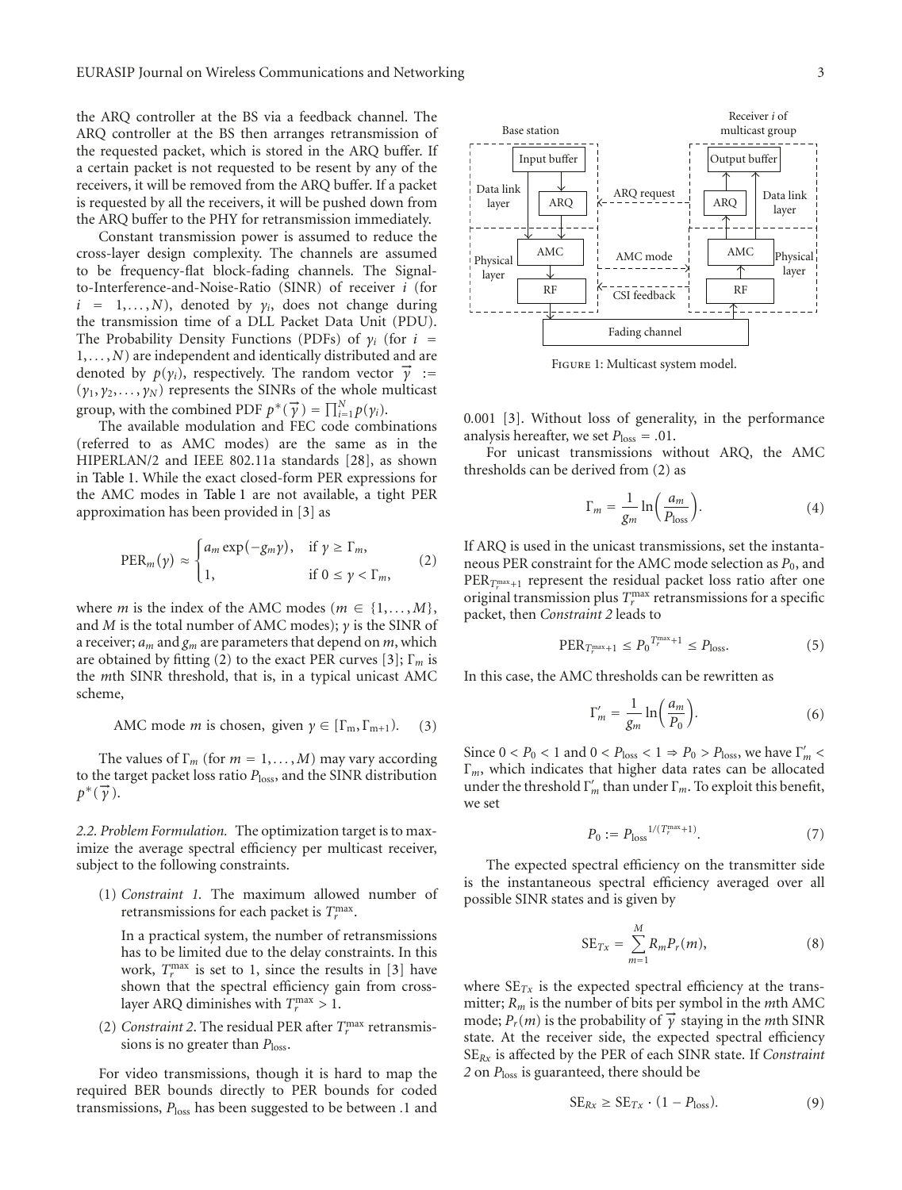the ARQ controller at the BS via a feedback channel. The ARQ controller at the BS then arranges retransmission of the requested packet, which is stored in the ARQ buffer. If a certain packet is not requested to be resent by any of the receivers, it will be removed from the ARQ buffer. If a packet is requested by all the receivers, it will be pushed down from the ARQ buffer to the PHY for retransmission immediately.

Constant transmission power is assumed to reduce the cross-layer design complexity. The channels are assumed to be frequency-flat block-fading channels. The Signal-to-Interference-and-Noise-Ratio (SINR) of receiver $i$ (for $i = 1, \ldots, N$), denoted by $\gamma_i$, does not change during the transmission time of a DLL Packet Data Unit (PDU). The Probability Density Functions (PDFs) of $\gamma_i$ (for $i = 1, \ldots, N$) are independent and identically distributed and are denoted by $p(\gamma_i)$, respectively. The random vector $\vec{\gamma} := (\gamma_1, \gamma_2, \ldots, \gamma_N)$ represents the SINRs of the whole multicast group, with the combined PDF $p^*(\vec{\gamma}) = \prod_{i=1}^{N} p(\gamma_i)$.

The available modulation and FEC code combinations (referred to as AMC modes) are the same as in the HIPERLAN/2 and IEEE 802.11a standards [28], as shown in Table 1. While the exact closed-form PER expressions for the AMC modes in Table 1 are not available, a tight PER approximation has been provided in [3] as

$$\mathrm{PER}_m(\gamma) \approx \begin{cases} a_m \exp(-g_m \gamma), & \text{if } \gamma \geq \Gamma_m, \\ 1, & \text{if } 0 \leq \gamma < \Gamma_m, \end{cases} \tag{2}$$

where $m$ is the index of the AMC modes ($m \in \{1, \ldots, M\}$, and $M$ is the total number of AMC modes); $\gamma$ is the SINR of a receiver; $a_m$ and $g_m$ are parameters that depend on $m$, which are obtained by fitting (2) to the exact PER curves [3]; $\Gamma_m$ is the $m$th SINR threshold, that is, in a typical unicast AMC scheme,

$$\text{AMC mode } m \text{ is chosen, given } \gamma \in [\Gamma_m, \Gamma_{m+1}). \tag{3}$$

The values of $\Gamma_m$ (for $m = 1, \ldots, M$) may vary according to the target packet loss ratio $P_{\text{loss}}$, and the SINR distribution $p^*(\vec{\gamma})$.

*2.2. Problem Formulation.* The optimization target is to maximize the average spectral efficiency per multicast receiver, subject to the following constraints.

(1) *Constraint 1.* The maximum allowed number of retransmissions for each packet is $T_r^{\max}$.

In a practical system, the number of retransmissions has to be limited due to the delay constraints. In this work, $T_r^{\max}$ is set to 1, since the results in [3] have shown that the spectral efficiency gain from cross-layer ARQ diminishes with $T_r^{\max} > 1$.

(2) *Constraint 2.* The residual PER after $T_r^{\max}$ retransmissions is no greater than $P_{\text{loss}}$.

For video transmissions, though it is hard to map the required BER bounds directly to PER bounds for coded transmissions, $P_{\text{loss}}$ has been suggested to be between .1 and

Figure 1: Multicast system model.

0.001 [3]. Without loss of generality, in the performance analysis hereafter, we set $P_{\text{loss}} = .01$.

For unicast transmissions without ARQ, the AMC thresholds can be derived from (2) as

$$\Gamma_m = \frac{1}{g_m} \ln\left(\frac{a_m}{P_{\text{loss}}}\right). \tag{4}$$

If ARQ is used in the unicast transmissions, set the instantaneous PER constraint for the AMC mode selection as $P_0$, and $\mathrm{PER}_{T_r^{\max}+1}$ represent the residual packet loss ratio after one original transmission plus $T_r^{\max}$ retransmissions for a specific packet, then *Constraint 2* leads to

$$\mathrm{PER}_{T_r^{\max}+1} \leq {P_0}^{T_r^{\max}+1} \leq P_{\text{loss}}. \tag{5}$$

In this case, the AMC thresholds can be rewritten as

$$\Gamma'_m = \frac{1}{g_m} \ln\left(\frac{a_m}{P_0}\right). \tag{6}$$

Since $0 < P_0 < 1$ and $0 < P_{\text{loss}} < 1 \Rightarrow P_0 > P_{\text{loss}}$, we have $\Gamma'_m < \Gamma_m$, which indicates that higher data rates can be allocated under the threshold $\Gamma'_m$ than under $\Gamma_m$. To exploit this benefit, we set

$$P_0 := {P_{\text{loss}}}^{1/(T_r^{\max}+1)}. \tag{7}$$

The expected spectral efficiency on the transmitter side is the instantaneous spectral efficiency averaged over all possible SINR states and is given by

$$\mathrm{SE}_{Tx} = \sum_{m=1}^{M} R_m P_r(m), \tag{8}$$

where $\mathrm{SE}_{Tx}$ is the expected spectral efficiency at the transmitter; $R_m$ is the number of bits per symbol in the $m$th AMC mode; $P_r(m)$ is the probability of $\vec{\gamma}$ staying in the $m$th SINR state. At the receiver side, the expected spectral efficiency $\mathrm{SE}_{Rx}$ is affected by the PER of each SINR state. If *Constraint 2* on $P_{\text{loss}}$ is guaranteed, there should be

$$\mathrm{SE}_{Rx} \geq \mathrm{SE}_{Tx} \cdot (1 - P_{\text{loss}}). \tag{9}$$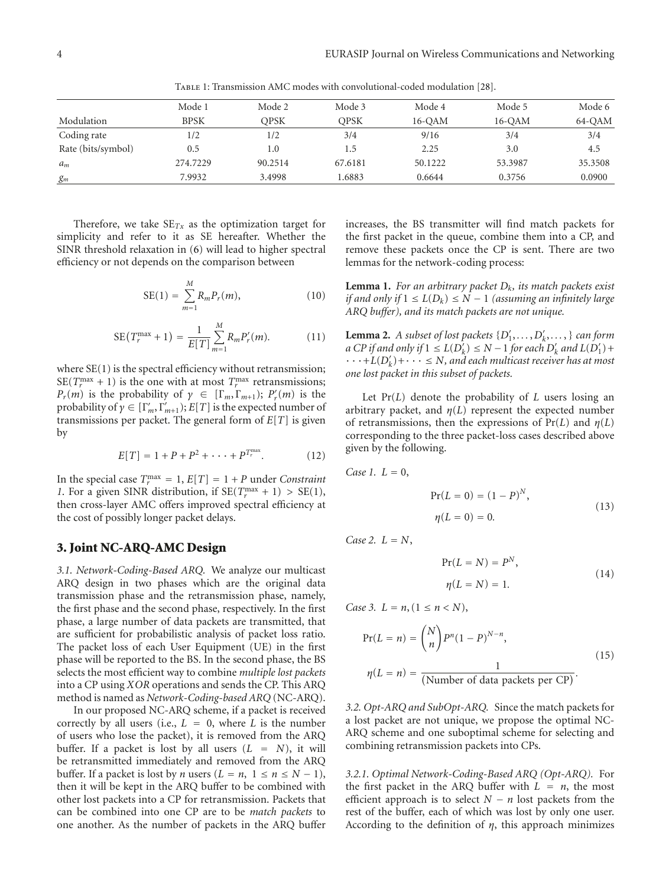Table 1: Transmission AMC modes with convolutional-coded modulation [28].

| | Mode 1 | Mode 2 | Mode 3 | Mode 4 | Mode 5 | Mode 6 |
|---|---|---|---|---|---|---|
| Modulation | BPSK | QPSK | QPSK | 16-QAM | 16-QAM | 64-QAM |
| Coding rate | 1/2 | 1/2 | 3/4 | 9/16 | 3/4 | 3/4 |
| Rate (bits/symbol) | 0.5 | 1.0 | 1.5 | 2.25 | 3.0 | 4.5 |
| $a_m$ | 274.7229 | 90.2514 | 67.6181 | 50.1222 | 53.3987 | 35.3508 |
| $g_m$ | 7.9932 | 3.4998 | 1.6883 | 0.6644 | 0.3756 | 0.0900 |

Therefore, we take $\text{SE}_{Tx}$ as the optimization target for simplicity and refer to it as SE hereafter. Whether the SINR threshold relaxation in (6) will lead to higher spectral efficiency or not depends on the comparison between

$$\text{SE}(1) = \sum_{m=1}^{M} R_m P_r(m), \tag{10}$$

$$\text{SE}(T_r^{\max} + 1) = \frac{1}{E[T]} \sum_{m=1}^{M} R_m P_r'(m). \tag{11}$$

where $\text{SE}(1)$ is the spectral efficiency without retransmission; $\text{SE}(T_r^{\max} + 1)$ is the one with at most $T_r^{\max}$ retransmissions; $P_r(m)$ is the probability of $\gamma \in [\Gamma_m, \Gamma_{m+1})$; $P_r'(m)$ is the probability of $\gamma \in [\Gamma_m', \Gamma_{m+1}')$; $E[T]$ is the expected number of transmissions per packet. The general form of $E[T]$ is given by

$$E[T] = 1 + P + P^2 + \cdots + P^{T_r^{\max}}. \tag{12}$$

In the special case $T_r^{\max} = 1$, $E[T] = 1 + P$ under *Constraint 1*. For a given SINR distribution, if $\text{SE}(T_r^{\max} + 1) > \text{SE}(1)$, then cross-layer AMC offers improved spectral efficiency at the cost of possibly longer packet delays.

## 3. Joint NC-ARQ-AMC Design

*3.1. Network-Coding-Based ARQ.* We analyze our multicast ARQ design in two phases which are the original data transmission phase and the retransmission phase, namely, the first phase and the second phase, respectively. In the first phase, a large number of data packets are transmitted, that are sufficient for probabilistic analysis of packet loss ratio. The packet loss of each User Equipment (UE) in the first phase will be reported to the BS. In the second phase, the BS selects the most efficient way to combine *multiple lost packets* into a CP using *XOR* operations and sends the CP. This ARQ method is named as *Network-Coding-based ARQ* (NC-ARQ).

In our proposed NC-ARQ scheme, if a packet is received correctly by all users (i.e., $L = 0$, where $L$ is the number of users who lose the packet), it is removed from the ARQ buffer. If a packet is lost by all users ($L = N$), it will be retransmitted immediately and removed from the ARQ buffer. If a packet is lost by $n$ users ($L = n$, $1 \le n \le N - 1$), then it will be kept in the ARQ buffer to be combined with other lost packets into a CP for retransmission. Packets that can be combined into one CP are to be *match packets* to one another. As the number of packets in the ARQ buffer increases, the BS transmitter will find match packets for the first packet in the queue, combine them into a CP, and remove these packets once the CP is sent. There are two lemmas for the network-coding process:

**Lemma 1.** *For an arbitrary packet $D_k$, its match packets exist if and only if $1 \le L(D_k) \le N - 1$ (assuming an infinitely large ARQ buffer), and its match packets are not unique.*

**Lemma 2.** *A subset of lost packets $\{D_1', \ldots, D_k', \ldots\}$ can form a CP if and only if $1 \le L(D_k') \le N - 1$ for each $D_k'$ and $L(D_1') + \cdots + L(D_k') + \cdots \le N$, and each multicast receiver has at most one lost packet in this subset of packets.*

Let $\Pr(L)$ denote the probability of $L$ users losing an arbitrary packet, and $\eta(L)$ represent the expected number of retransmissions, then the expressions of $\Pr(L)$ and $\eta(L)$ corresponding to the three packet-loss cases described above given by the following.

*Case 1.* $L = 0$,

$$\Pr(L = 0) = (1 - P)^N, \qquad \eta(L = 0) = 0. \tag{13}$$

*Case 2.* $L = N$,

$$\Pr(L = N) = P^N, \qquad \eta(L = N) = 1. \tag{14}$$

*Case 3.* $L = n, (1 \le n < N)$,

$$\Pr(L = n) = \binom{N}{n} P^n (1 - P)^{N-n}, \qquad \eta(L = n) = \frac{1}{(\text{Number of data packets per CP})}. \tag{15}$$

*3.2. Opt-ARQ and SubOpt-ARQ.* Since the match packets for a lost packet are not unique, we propose the optimal NC-ARQ scheme and one suboptimal scheme for selecting and combining retransmission packets into CPs.

*3.2.1. Optimal Network-Coding-Based ARQ (Opt-ARQ).* For the first packet in the ARQ buffer with $L = n$, the most efficient approach is to select $N - n$ lost packets from the rest of the buffer, each of which was lost by only one user. According to the definition of $\eta$, this approach minimizes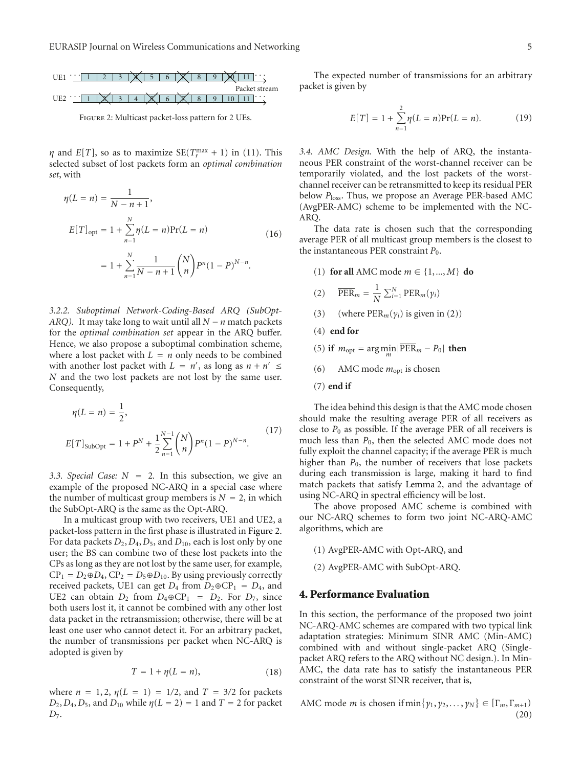FIGURE 2: Multicast packet-loss pattern for 2 UEs.

$\eta$ and $E[T]$, so as to maximize $\text{SE}(T_r^{\max}+1)$ in (11). This selected subset of lost packets form an *optimal combination set*, with

$$\eta(L=n) = \frac{1}{N-n+1},$$
$$E[T]_{\text{opt}} = 1 + \sum_{n=1}^{N} \eta(L=n)\Pr(L=n) = 1 + \sum_{n=1}^{N} \frac{1}{N-n+1}\binom{N}{n} P^n (1-P)^{N-n}. \tag{16}$$

*3.2.2. Suboptimal Network-Coding-Based ARQ (SubOpt-ARQ).* It may take long to wait until all $N-n$ match packets for the *optimal combination set* appear in the ARQ buffer. Hence, we also propose a suboptimal combination scheme, where a lost packet with $L=n$ only needs to be combined with another lost packet with $L=n'$, as long as $n+n' \le N$ and the two lost packets are not lost by the same user. Consequently,

$$\eta(L=n) = \frac{1}{2},$$
$$E[T]_{\text{SubOpt}} = 1 + P^N + \frac{1}{2}\sum_{n=1}^{N-1}\binom{N}{n} P^n (1-P)^{N-n}. \tag{17}$$

*3.3. Special Case: $N=2$.* In this subsection, we give an example of the proposed NC-ARQ in a special case where the number of multicast group members is $N=2$, in which the SubOpt-ARQ is the same as the Opt-ARQ.

In a multicast group with two receivers, UE1 and UE2, a packet-loss pattern in the first phase is illustrated in Figure 2. For data packets $D_2, D_4, D_5$, and $D_{10}$, each is lost only by one user; the BS can combine two of these lost packets into the CPs as long as they are not lost by the same user, for example, $\text{CP}_1 = D_2 \oplus D_4$, $\text{CP}_2 = D_5 \oplus D_{10}$. By using previously correctly received packets, UE1 can get $D_4$ from $D_2 \oplus \text{CP}_1 = D_4$, and UE2 can obtain $D_2$ from $D_4 \oplus \text{CP}_1 = D_2$. For $D_7$, since both users lost it, it cannot be combined with any other lost data packet in the retransmission; otherwise, there will be at least one user who cannot detect it. For an arbitrary packet, the number of transmissions per packet when NC-ARQ is adopted is given by

$$T = 1 + \eta(L=n), \tag{18}$$

where $n=1,2$, $\eta(L=1)=1/2$, and $T=3/2$ for packets $D_2, D_4, D_5$, and $D_{10}$ while $\eta(L=2)=1$ and $T=2$ for packet $D_7$.

The expected number of transmissions for an arbitrary packet is given by

$$E[T] = 1 + \sum_{n=1}^{2} \eta(L=n)\Pr(L=n). \tag{19}$$

*3.4. AMC Design.* With the help of ARQ, the instantaneous PER constraint of the worst-channel receiver can be temporarily violated, and the lost packets of the worst-channel receiver can be retransmitted to keep its residual PER below $P_{\text{loss}}$. Thus, we propose an Average PER-based AMC (AvgPER-AMC) scheme to be implemented with the NC-ARQ.

The data rate is chosen such that the corresponding average PER of all multicast group members is the closest to the instantaneous PER constraint $P_0$.

(1) **for all** AMC mode $m \in \{1, \dots, M\}$ **do**

(2) $\quad \overline{\text{PER}}_m = \frac{1}{N}\sum_{i=1}^{N} \text{PER}_m(\gamma_i)$

(3) $\quad$ (where $\text{PER}_m(\gamma_i)$ is given in (2))

(4) **end for**

(5) **if** $m_{\text{opt}} = \arg\min_m |\overline{\text{PER}}_m - P_0|$ **then**

(6) $\quad$ AMC mode $m_{\text{opt}}$ is chosen

(7) **end if**

The idea behind this design is that the AMC mode chosen should make the resulting average PER of all receivers as close to $P_0$ as possible. If the average PER of all receivers is much less than $P_0$, then the selected AMC mode does not fully exploit the channel capacity; if the average PER is much higher than $P_0$, the number of receivers that lose packets during each transmission is large, making it hard to find match packets that satisfy Lemma 2, and the advantage of using NC-ARQ in spectral efficiency will be lost.

The above proposed AMC scheme is combined with our NC-ARQ schemes to form two joint NC-ARQ-AMC algorithms, which are

(1) AvgPER-AMC with Opt-ARQ, and

(2) AvgPER-AMC with SubOpt-ARQ.

## 4. Performance Evaluation

In this section, the performance of the proposed two joint NC-ARQ-AMC schemes are compared with two typical link adaptation strategies: Minimum SINR AMC (Min-AMC) combined with and without single-packet ARQ (Single-packet ARQ refers to the ARQ without NC design.). In Min-AMC, the data rate has to satisfy the instantaneous PER constraint of the worst SINR receiver, that is,

$$\text{AMC mode } m \text{ is chosen if } \min\{\gamma_1, \gamma_2, \dots, \gamma_N\} \in [\Gamma_m, \Gamma_{m+1}) \tag{20}$$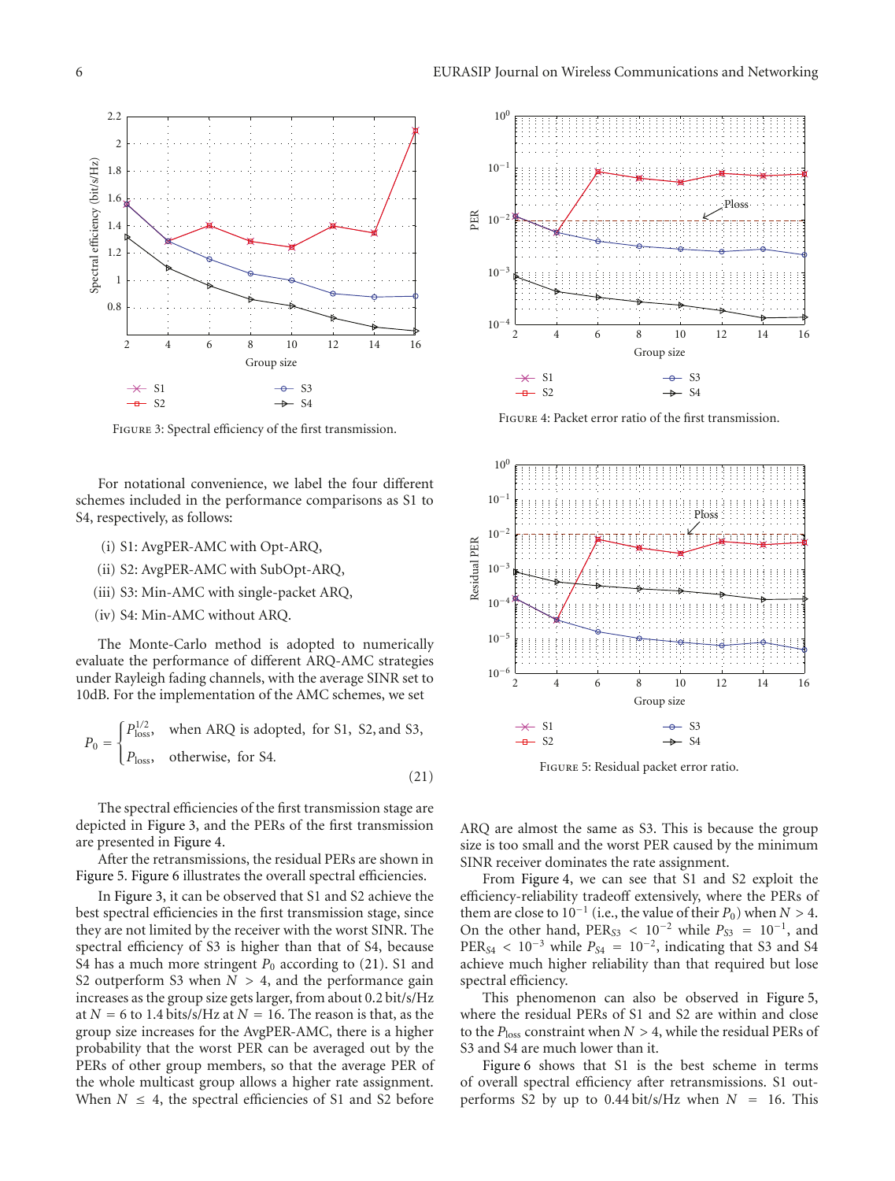Figure 3: Spectral efficiency of the first transmission.

Figure 4: Packet error ratio of the first transmission.

Figure 5: Residual packet error ratio.

For notational convenience, we label the four different schemes included in the performance comparisons as S1 to S4, respectively, as follows:

(i) S1: AvgPER-AMC with Opt-ARQ,

(ii) S2: AvgPER-AMC with SubOpt-ARQ,

(iii) S3: Min-AMC with single-packet ARQ,

(iv) S4: Min-AMC without ARQ.

The Monte-Carlo method is adopted to numerically evaluate the performance of different ARQ-AMC strategies under Rayleigh fading channels, with the average SINR set to 10dB. For the implementation of the AMC schemes, we set

$$P_0 = \begin{cases} P_{\text{loss}}^{1/2}, & \text{when ARQ is adopted, for S1, S2, and S3,} \\ P_{\text{loss}}, & \text{otherwise, for S4.} \end{cases} \tag{21}$$

The spectral efficiencies of the first transmission stage are depicted in Figure 3, and the PERs of the first transmission are presented in Figure 4.

After the retransmissions, the residual PERs are shown in Figure 5. Figure 6 illustrates the overall spectral efficiencies.

In Figure 3, it can be observed that S1 and S2 achieve the best spectral efficiencies in the first transmission stage, since they are not limited by the receiver with the worst SINR. The spectral efficiency of S3 is higher than that of S4, because S4 has a much more stringent $P_0$ according to (21). S1 and S2 outperform S3 when $N > 4$, and the performance gain increases as the group size gets larger, from about 0.2 bit/s/Hz at $N = 6$ to 1.4 bits/s/Hz at $N = 16$. The reason is that, as the group size increases for the AvgPER-AMC, there is a higher probability that the worst PER can be averaged out by the PERs of other group members, so that the average PER of the whole multicast group allows a higher rate assignment. When $N \leq 4$, the spectral efficiencies of S1 and S2 before ARQ are almost the same as S3. This is because the group size is too small and the worst PER caused by the minimum SINR receiver dominates the rate assignment.

From Figure 4, we can see that S1 and S2 exploit the efficiency-reliability tradeoff extensively, where the PERs of them are close to $10^{-1}$ (i.e., the value of their $P_0$) when $N > 4$. On the other hand, $\text{PER}_{S3} < 10^{-2}$ while $P_{S3} = 10^{-1}$, and $\text{PER}_{S4} < 10^{-3}$ while $P_{S4} = 10^{-2}$, indicating that S3 and S4 achieve much higher reliability than that required but lose spectral efficiency.

This phenomenon can also be observed in Figure 5, where the residual PERs of S1 and S2 are within and close to the $P_{\text{loss}}$ constraint when $N > 4$, while the residual PERs of S3 and S4 are much lower than it.

Figure 6 shows that S1 is the best scheme in terms of overall spectral efficiency after retransmissions. S1 outperforms S2 by up to 0.44 bit/s/Hz when $N = 16$. This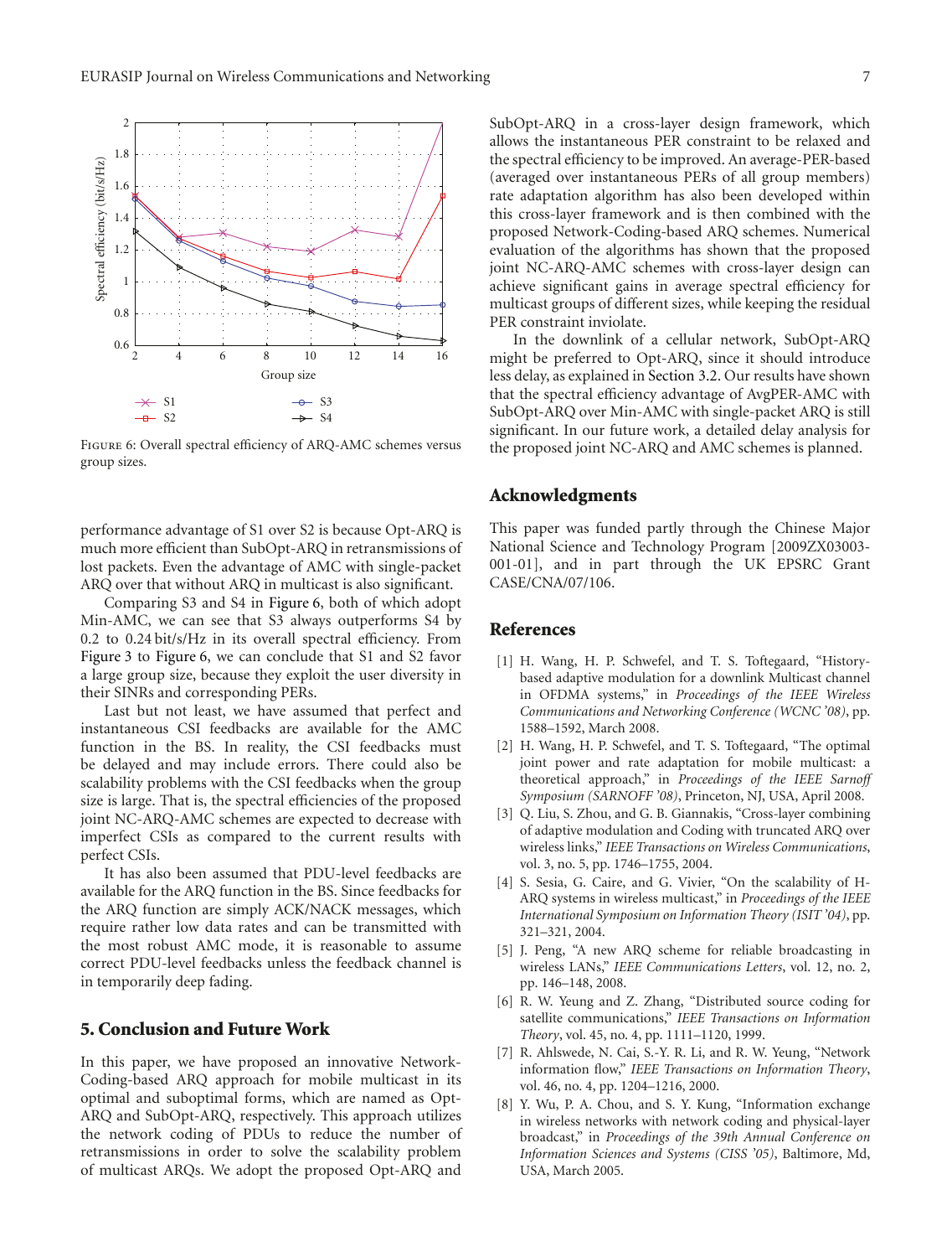2
1.8
1.6
1.4
1.2
1
0.8
0.6

Spectral efficiency (bit/s/Hz)

2 4 6 8 10 12 14 16

Group size

S1
S2
S3
S4

Figure 6: Overall spectral efficiency of ARQ-AMC schemes versus group sizes.

performance advantage of S1 over S2 is because Opt-ARQ is much more efficient than SubOpt-ARQ in retransmissions of lost packets. Even the advantage of AMC with single-packet ARQ over that without ARQ in multicast is also significant.

Comparing S3 and S4 in Figure 6, both of which adopt Min-AMC, we can see that S3 always outperforms S4 by 0.2 to 0.24 bit/s/Hz in its overall spectral efficiency. From Figure 3 to Figure 6, we can conclude that S1 and S2 favor a large group size, because they exploit the user diversity in their SINRs and corresponding PERs.

Last but not least, we have assumed that perfect and instantaneous CSI feedbacks are available for the AMC function in the BS. In reality, the CSI feedbacks must be delayed and may include errors. There could also be scalability problems with the CSI feedbacks when the group size is large. That is, the spectral efficiencies of the proposed joint NC-ARQ-AMC schemes are expected to decrease with imperfect CSIs as compared to the current results with perfect CSIs.

It has also been assumed that PDU-level feedbacks are available for the ARQ function in the BS. Since feedbacks for the ARQ function are simply ACK/NACK messages, which require rather low data rates and can be transmitted with the most robust AMC mode, it is reasonable to assume correct PDU-level feedbacks unless the feedback channel is in temporarily deep fading.

## 5. Conclusion and Future Work

In this paper, we have proposed an innovative Network-Coding-based ARQ approach for mobile multicast in its optimal and suboptimal forms, which are named as Opt-ARQ and SubOpt-ARQ, respectively. This approach utilizes the network coding of PDUs to reduce the number of retransmissions in order to solve the scalability problem of multicast ARQs. We adopt the proposed Opt-ARQ and SubOpt-ARQ in a cross-layer design framework, which allows the instantaneous PER constraint to be relaxed and the spectral efficiency to be improved. An average-PER-based (averaged over instantaneous PERs of all group members) rate adaptation algorithm has also been developed within this cross-layer framework and is then combined with the proposed Network-Coding-based ARQ schemes. Numerical evaluation of the algorithms has shown that the proposed joint NC-ARQ-AMC schemes with cross-layer design can achieve significant gains in average spectral efficiency for multicast groups of different sizes, while keeping the residual PER constraint inviolate.

In the downlink of a cellular network, SubOpt-ARQ might be preferred to Opt-ARQ, since it should introduce less delay, as explained in Section 3.2. Our results have shown that the spectral efficiency advantage of AvgPER-AMC with SubOpt-ARQ over Min-AMC with single-packet ARQ is still significant. In our future work, a detailed delay analysis for the proposed joint NC-ARQ and AMC schemes is planned.

## Acknowledgments

This paper was funded partly through the Chinese Major National Science and Technology Program [2009ZX03003-001-01], and in part through the UK EPSRC Grant CASE/CNA/07/106.

## References

[1] H. Wang, H. P. Schwefel, and T. S. Toftegaard, "History-based adaptive modulation for a downlink Multicast channel in OFDMA systems," in *Proceedings of the IEEE Wireless Communications and Networking Conference (WCNC '08)*, pp. 1588–1592, March 2008.

[2] H. Wang, H. P. Schwefel, and T. S. Toftegaard, "The optimal joint power and rate adaptation for mobile multicast: a theoretical approach," in *Proceedings of the IEEE Sarnoff Symposium (SARNOFF '08)*, Princeton, NJ, USA, April 2008.

[3] Q. Liu, S. Zhou, and G. B. Giannakis, "Cross-layer combining of adaptive modulation and Coding with truncated ARQ over wireless links," *IEEE Transactions on Wireless Communications*, vol. 3, no. 5, pp. 1746–1755, 2004.

[4] S. Sesia, G. Caire, and G. Vivier, "On the scalability of H-ARQ systems in wireless multicast," in *Proceedings of the IEEE International Symposium on Information Theory (ISIT '04)*, pp. 321–321, 2004.

[5] J. Peng, "A new ARQ scheme for reliable broadcasting in wireless LANs," *IEEE Communications Letters*, vol. 12, no. 2, pp. 146–148, 2008.

[6] R. W. Yeung and Z. Zhang, "Distributed source coding for satellite communications," *IEEE Transactions on Information Theory*, vol. 45, no. 4, pp. 1111–1120, 1999.

[7] R. Ahlswede, N. Cai, S.-Y. R. Li, and R. W. Yeung, "Network information flow," *IEEE Transactions on Information Theory*, vol. 46, no. 4, pp. 1204–1216, 2000.

[8] Y. Wu, P. A. Chou, and S. Y. Kung, "Information exchange in wireless networks with network coding and physical-layer broadcast," in *Proceedings of the 39th Annual Conference on Information Sciences and Systems (CISS '05)*, Baltimore, Md, USA, March 2005.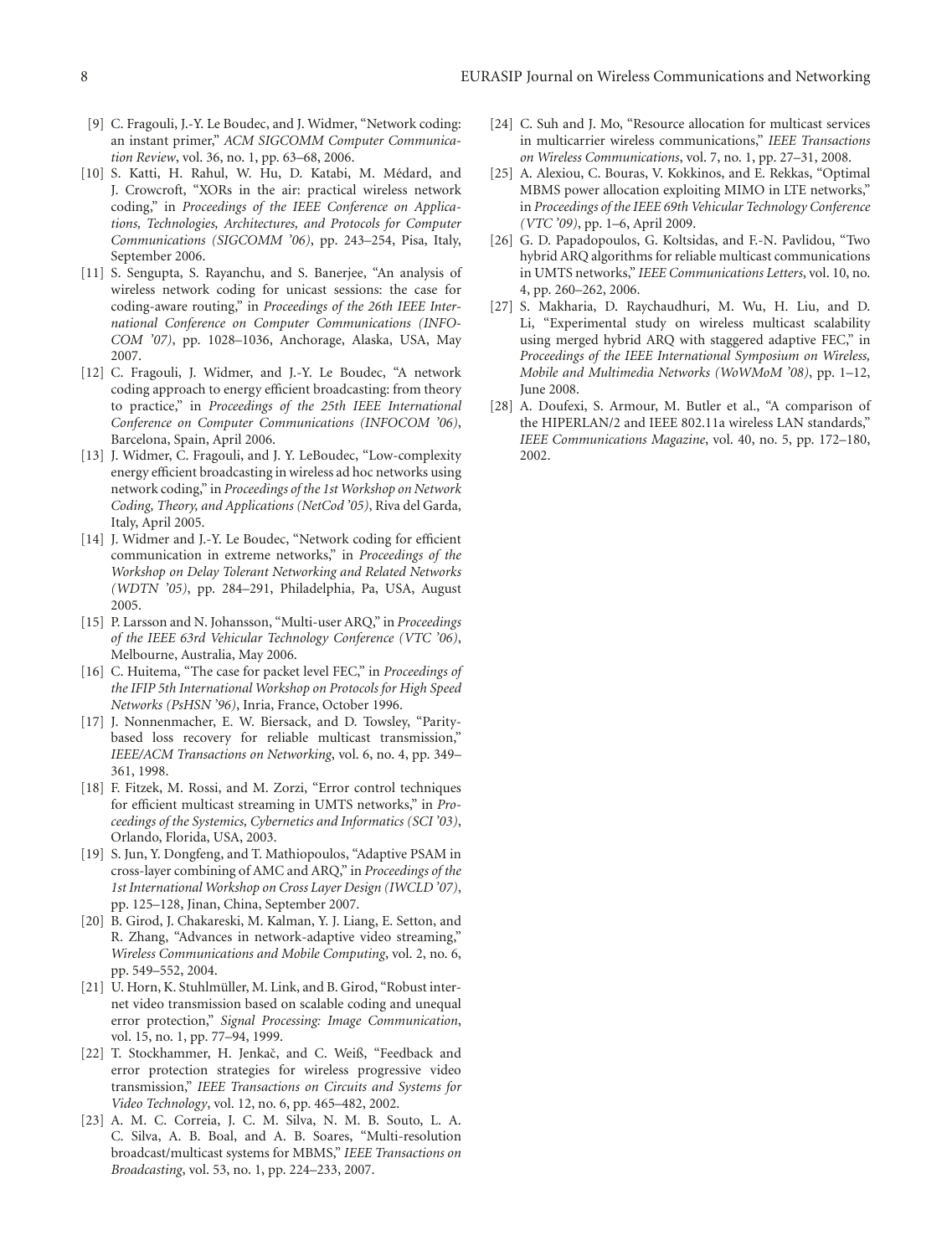[9] C. Fragouli, J.-Y. Le Boudec, and J. Widmer, "Network coding: an instant primer," *ACM SIGCOMM Computer Communication Review*, vol. 36, no. 1, pp. 63–68, 2006.

[10] S. Katti, H. Rahul, W. Hu, D. Katabi, M. Médard, and J. Crowcroft, "XORs in the air: practical wireless network coding," in *Proceedings of the IEEE Conference on Applications, Technologies, Architectures, and Protocols for Computer Communications (SIGCOMM '06)*, pp. 243–254, Pisa, Italy, September 2006.

[11] S. Sengupta, S. Rayanchu, and S. Banerjee, "An analysis of wireless network coding for unicast sessions: the case for coding-aware routing," in *Proceedings of the 26th IEEE International Conference on Computer Communications (INFOCOM '07)*, pp. 1028–1036, Anchorage, Alaska, USA, May 2007.

[12] C. Fragouli, J. Widmer, and J.-Y. Le Boudec, "A network coding approach to energy efficient broadcasting: from theory to practice," in *Proceedings of the 25th IEEE International Conference on Computer Communications (INFOCOM '06)*, Barcelona, Spain, April 2006.

[13] J. Widmer, C. Fragouli, and J. Y. LeBoudec, "Low-complexity energy efficient broadcasting in wireless ad hoc networks using network coding," in *Proceedings of the 1st Workshop on Network Coding, Theory, and Applications (NetCod '05)*, Riva del Garda, Italy, April 2005.

[14] J. Widmer and J.-Y. Le Boudec, "Network coding for efficient communication in extreme networks," in *Proceedings of the Workshop on Delay Tolerant Networking and Related Networks (WDTN '05)*, pp. 284–291, Philadelphia, Pa, USA, August 2005.

[15] P. Larsson and N. Johansson, "Multi-user ARQ," in *Proceedings of the IEEE 63rd Vehicular Technology Conference (VTC '06)*, Melbourne, Australia, May 2006.

[16] C. Huitema, "The case for packet level FEC," in *Proceedings of the IFIP 5th International Workshop on Protocols for High Speed Networks (PsHSN '96)*, Inria, France, October 1996.

[17] J. Nonnenmacher, E. W. Biersack, and D. Towsley, "Parity-based loss recovery for reliable multicast transmission," *IEEE/ACM Transactions on Networking*, vol. 6, no. 4, pp. 349–361, 1998.

[18] F. Fitzek, M. Rossi, and M. Zorzi, "Error control techniques for efficient multicast streaming in UMTS networks," in *Proceedings of the Systemics, Cybernetics and Informatics (SCI '03)*, Orlando, Florida, USA, 2003.

[19] S. Jun, Y. Dongfeng, and T. Mathiopoulos, "Adaptive PSAM in cross-layer combining of AMC and ARQ," in *Proceedings of the 1st International Workshop on Cross Layer Design (IWCLD '07)*, pp. 125–128, Jinan, China, September 2007.

[20] B. Girod, J. Chakareski, M. Kalman, Y. J. Liang, E. Setton, and R. Zhang, "Advances in network-adaptive video streaming," *Wireless Communications and Mobile Computing*, vol. 2, no. 6, pp. 549–552, 2004.

[21] U. Horn, K. Stuhlmüller, M. Link, and B. Girod, "Robust internet video transmission based on scalable coding and unequal error protection," *Signal Processing: Image Communication*, vol. 15, no. 1, pp. 77–94, 1999.

[22] T. Stockhammer, H. Jenkač, and C. Weiß, "Feedback and error protection strategies for wireless progressive video transmission," *IEEE Transactions on Circuits and Systems for Video Technology*, vol. 12, no. 6, pp. 465–482, 2002.

[23] A. M. C. Correia, J. C. M. Silva, N. M. B. Souto, L. A. C. Silva, A. B. Boal, and A. B. Soares, "Multi-resolution broadcast/multicast systems for MBMS," *IEEE Transactions on Broadcasting*, vol. 53, no. 1, pp. 224–233, 2007.

[24] C. Suh and J. Mo, "Resource allocation for multicast services in multicarrier wireless communications," *IEEE Transactions on Wireless Communications*, vol. 7, no. 1, pp. 27–31, 2008.

[25] A. Alexiou, C. Bouras, V. Kokkinos, and E. Rekkas, "Optimal MBMS power allocation exploiting MIMO in LTE networks," in *Proceedings of the IEEE 69th Vehicular Technology Conference (VTC '09)*, pp. 1–6, April 2009.

[26] G. D. Papadopoulos, G. Koltsidas, and F.-N. Pavlidou, "Two hybrid ARQ algorithms for reliable multicast communications in UMTS networks," *IEEE Communications Letters*, vol. 10, no. 4, pp. 260–262, 2006.

[27] S. Makharia, D. Raychaudhuri, M. Wu, H. Liu, and D. Li, "Experimental study on wireless multicast scalability using merged hybrid ARQ with staggered adaptive FEC," in *Proceedings of the IEEE International Symposium on Wireless, Mobile and Multimedia Networks (WoWMoM '08)*, pp. 1–12, June 2008.

[28] A. Doufexi, S. Armour, M. Butler et al., "A comparison of the HIPERLAN/2 and IEEE 802.11a wireless LAN standards," *IEEE Communications Magazine*, vol. 40, no. 5, pp. 172–180, 2002.